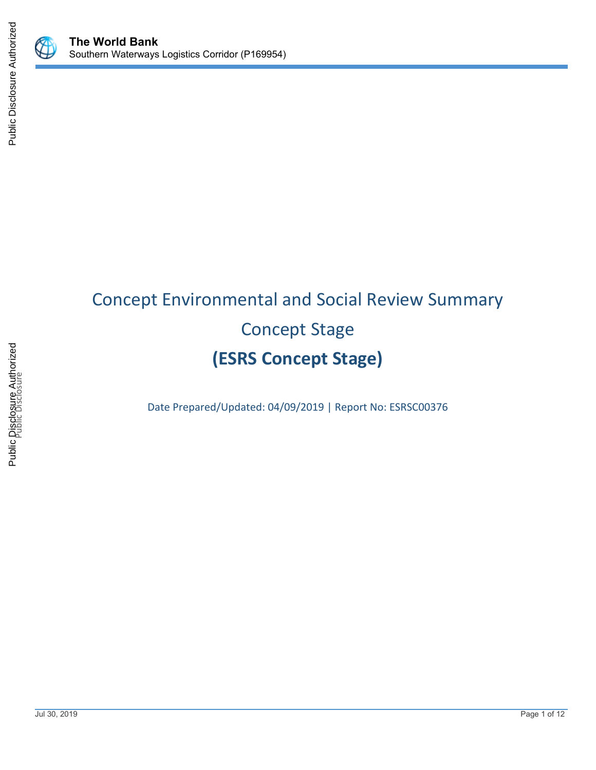# Concept Environmental and Social Review Summary

## Concept Stage

## (ESRS Concept Stage)

Date Prepared/Updated: 04/09/2019 | Report No: ESRSC00376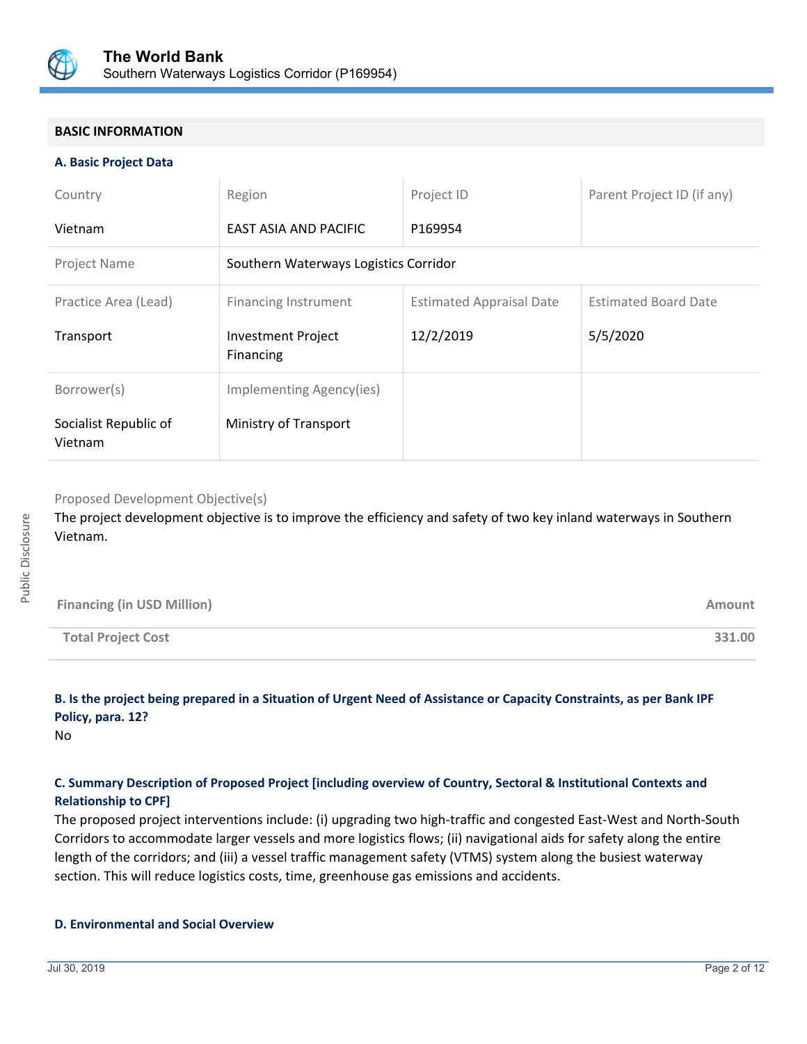## BASIC INFORMATION

### A. Basic Project Data

| Country | Region | Project ID | Parent Project ID (if any) |
|---|---|---|---|
| Vietnam | EAST ASIA AND PACIFIC | P169954 | |
| Project Name | Southern Waterways Logistics Corridor | | |
| Practice Area (Lead) | Financing Instrument | Estimated Appraisal Date | Estimated Board Date |
| Transport | Investment Project Financing | 12/2/2019 | 5/5/2020 |
| Borrower(s) | Implementing Agency(ies) | | |
| Socialist Republic of Vietnam | Ministry of Transport | | |

Proposed Development Objective(s)

The project development objective is to improve the efficiency and safety of two key inland waterways in Southern Vietnam.

| Financing (in USD Million) | Amount |
|---|---|
| Total Project Cost | 331.00 |

### B. Is the project being prepared in a Situation of Urgent Need of Assistance or Capacity Constraints, as per Bank IPF Policy, para. 12?

No

### C. Summary Description of Proposed Project [including overview of Country, Sectoral & Institutional Contexts and Relationship to CPF]

The proposed project interventions include: (i) upgrading two high-traffic and congested East-West and North-South Corridors to accommodate larger vessels and more logistics flows; (ii) navigational aids for safety along the entire length of the corridors; and (iii) a vessel traffic management safety (VTMS) system along the busiest waterway section. This will reduce logistics costs, time, greenhouse gas emissions and accidents.

### D. Environmental and Social Overview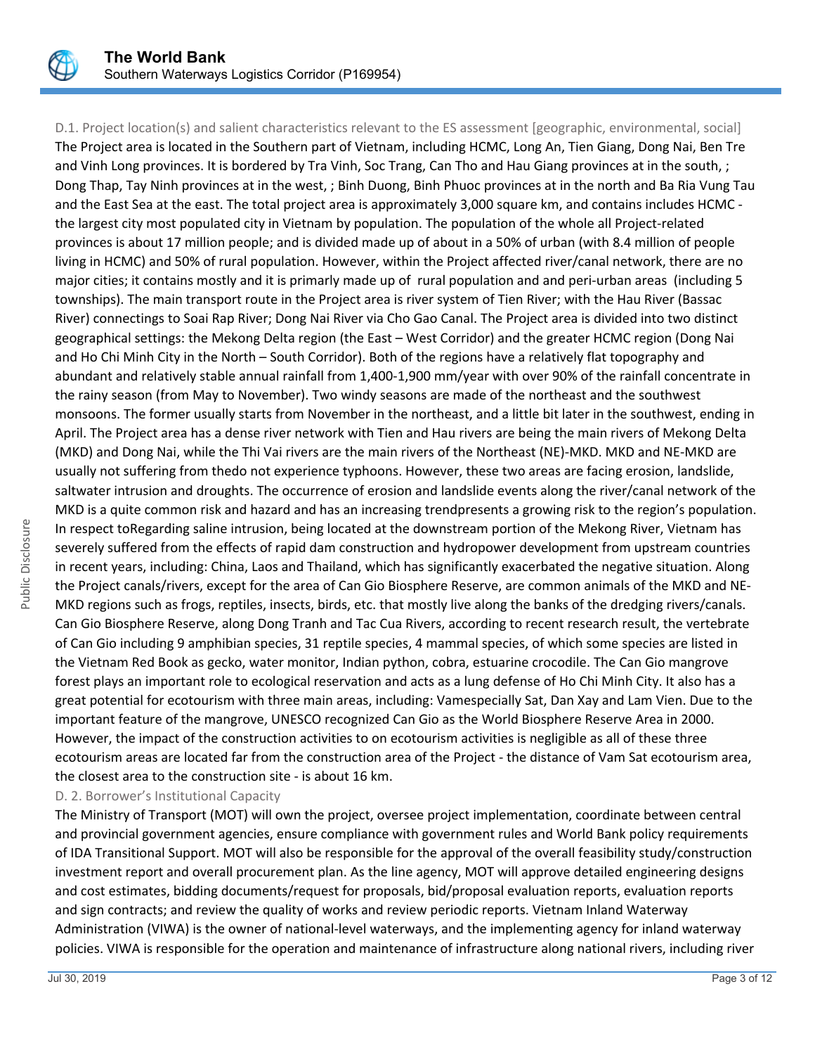D.1. Project location(s) and salient characteristics relevant to the ES assessment [geographic, environmental, social]

The Project area is located in the Southern part of Vietnam, including HCMC, Long An, Tien Giang, Dong Nai, Ben Tre and Vinh Long provinces. It is bordered by Tra Vinh, Soc Trang, Can Tho and Hau Giang provinces at in the south, ; Dong Thap, Tay Ninh provinces at in the west, ; Binh Duong, Binh Phuoc provinces at in the north and Ba Ria Vung Tau and the East Sea at the east. The total project area is approximately 3,000 square km, and contains includes HCMC - the largest city most populated city in Vietnam by population. The population of the whole all Project-related provinces is about 17 million people; and is divided made up of about in a 50% of urban (with 8.4 million of people living in HCMC) and 50% of rural population. However, within the Project affected river/canal network, there are no major cities; it contains mostly and it is primarly made up of rural population and and peri-urban areas (including 5 townships). The main transport route in the Project area is river system of Tien River; with the Hau River (Bassac River) connectings to Soai Rap River; Dong Nai River via Cho Gao Canal. The Project area is divided into two distinct geographical settings: the Mekong Delta region (the East – West Corridor) and the greater HCMC region (Dong Nai and Ho Chi Minh City in the North – South Corridor). Both of the regions have a relatively flat topography and abundant and relatively stable annual rainfall from 1,400-1,900 mm/year with over 90% of the rainfall concentrate in the rainy season (from May to November). Two windy seasons are made of the northeast and the southwest monsoons. The former usually starts from November in the northeast, and a little bit later in the southwest, ending in April. The Project area has a dense river network with Tien and Hau rivers are being the main rivers of Mekong Delta (MKD) and Dong Nai, while the Thi Vai rivers are the main rivers of the Northeast (NE)-MKD. MKD and NE-MKD are usually not suffering from thedo not experience typhoons. However, these two areas are facing erosion, landslide, saltwater intrusion and droughts. The occurrence of erosion and landslide events along the river/canal network of the MKD is a quite common risk and hazard and has an increasing trendpresents a growing risk to the region's population. In respect toRegarding saline intrusion, being located at the downstream portion of the Mekong River, Vietnam has severely suffered from the effects of rapid dam construction and hydropower development from upstream countries in recent years, including: China, Laos and Thailand, which has significantly exacerbated the negative situation. Along the Project canals/rivers, except for the area of Can Gio Biosphere Reserve, are common animals of the MKD and NE-MKD regions such as frogs, reptiles, insects, birds, etc. that mostly live along the banks of the dredging rivers/canals. Can Gio Biosphere Reserve, along Dong Tranh and Tac Cua Rivers, according to recent research result, the vertebrate of Can Gio including 9 amphibian species, 31 reptile species, 4 mammal species, of which some species are listed in the Vietnam Red Book as gecko, water monitor, Indian python, cobra, estuarine crocodile. The Can Gio mangrove forest plays an important role to ecological reservation and acts as a lung defense of Ho Chi Minh City. It also has a great potential for ecotourism with three main areas, including: Vamespecially Sat, Dan Xay and Lam Vien. Due to the important feature of the mangrove, UNESCO recognized Can Gio as the World Biosphere Reserve Area in 2000. However, the impact of the construction activities to on ecotourism activities is negligible as all of these three ecotourism areas are located far from the construction area of the Project - the distance of Vam Sat ecotourism area, the closest area to the construction site - is about 16 km.

D. 2. Borrower's Institutional Capacity

The Ministry of Transport (MOT) will own the project, oversee project implementation, coordinate between central and provincial government agencies, ensure compliance with government rules and World Bank policy requirements of IDA Transitional Support. MOT will also be responsible for the approval of the overall feasibility study/construction investment report and overall procurement plan. As the line agency, MOT will approve detailed engineering designs and cost estimates, bidding documents/request for proposals, bid/proposal evaluation reports, evaluation reports and sign contracts; and review the quality of works and review periodic reports. Vietnam Inland Waterway Administration (VIWA) is the owner of national-level waterways, and the implementing agency for inland waterway policies. VIWA is responsible for the operation and maintenance of infrastructure along national rivers, including river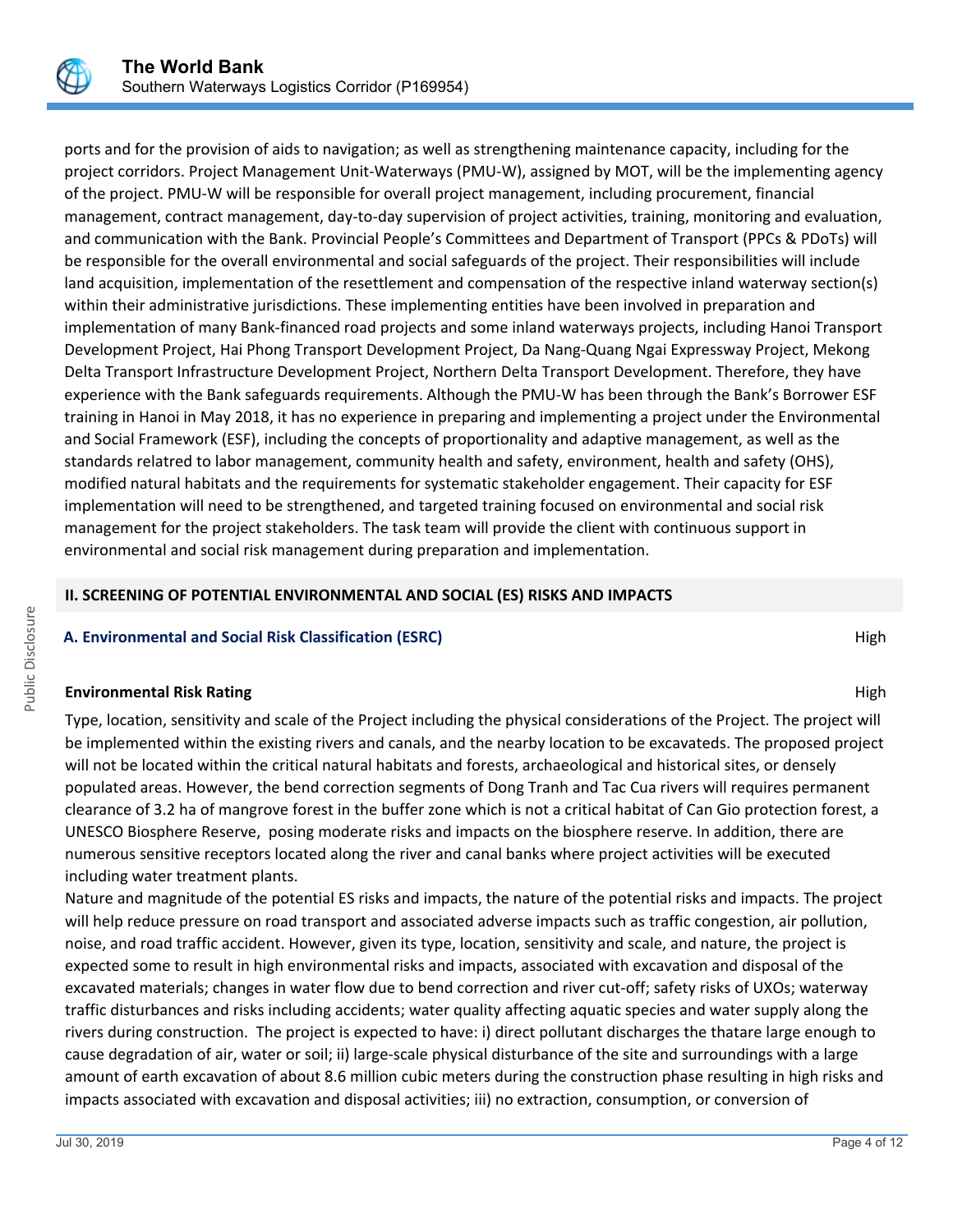ports and for the provision of aids to navigation; as well as strengthening maintenance capacity, including for the project corridors. Project Management Unit-Waterways (PMU-W), assigned by MOT, will be the implementing agency of the project. PMU-W will be responsible for overall project management, including procurement, financial management, contract management, day-to-day supervision of project activities, training, monitoring and evaluation, and communication with the Bank. Provincial People's Committees and Department of Transport (PPCs & PDoTs) will be responsible for the overall environmental and social safeguards of the project. Their responsibilities will include land acquisition, implementation of the resettlement and compensation of the respective inland waterway section(s) within their administrative jurisdictions. These implementing entities have been involved in preparation and implementation of many Bank-financed road projects and some inland waterways projects, including Hanoi Transport Development Project, Hai Phong Transport Development Project, Da Nang-Quang Ngai Expressway Project, Mekong Delta Transport Infrastructure Development Project, Northern Delta Transport Development. Therefore, they have experience with the Bank safeguards requirements. Although the PMU-W has been through the Bank's Borrower ESF training in Hanoi in May 2018, it has no experience in preparing and implementing a project under the Environmental and Social Framework (ESF), including the concepts of proportionality and adaptive management, as well as the standards relatred to labor management, community health and safety, environment, health and safety (OHS), modified natural habitats and the requirements for systematic stakeholder engagement. Their capacity for ESF implementation will need to be strengthened, and targeted training focused on environmental and social risk management for the project stakeholders. The task team will provide the client with continuous support in environmental and social risk management during preparation and implementation.

## II. SCREENING OF POTENTIAL ENVIRONMENTAL AND SOCIAL (ES) RISKS AND IMPACTS

### A. Environmental and Social Risk Classification (ESRC) — High

**Environmental Risk Rating** — High

Type, location, sensitivity and scale of the Project including the physical considerations of the Project. The project will be implemented within the existing rivers and canals, and the nearby location to be excavateds. The proposed project will not be located within the critical natural habitats and forests, archaeological and historical sites, or densely populated areas. However, the bend correction segments of Dong Tranh and Tac Cua rivers will requires permanent clearance of 3.2 ha of mangrove forest in the buffer zone which is not a critical habitat of Can Gio protection forest, a UNESCO Biosphere Reserve, posing moderate risks and impacts on the biosphere reserve. In addition, there are numerous sensitive receptors located along the river and canal banks where project activities will be executed including water treatment plants.

Nature and magnitude of the potential ES risks and impacts, the nature of the potential risks and impacts. The project will help reduce pressure on road transport and associated adverse impacts such as traffic congestion, air pollution, noise, and road traffic accident. However, given its type, location, sensitivity and scale, and nature, the project is expected some to result in high environmental risks and impacts, associated with excavation and disposal of the excavated materials; changes in water flow due to bend correction and river cut-off; safety risks of UXOs; waterway traffic disturbances and risks including accidents; water quality affecting aquatic species and water supply along the rivers during construction. The project is expected to have: i) direct pollutant discharges the thatare large enough to cause degradation of air, water or soil; ii) large-scale physical disturbance of the site and surroundings with a large amount of earth excavation of about 8.6 million cubic meters during the construction phase resulting in high risks and impacts associated with excavation and disposal activities; iii) no extraction, consumption, or conversion of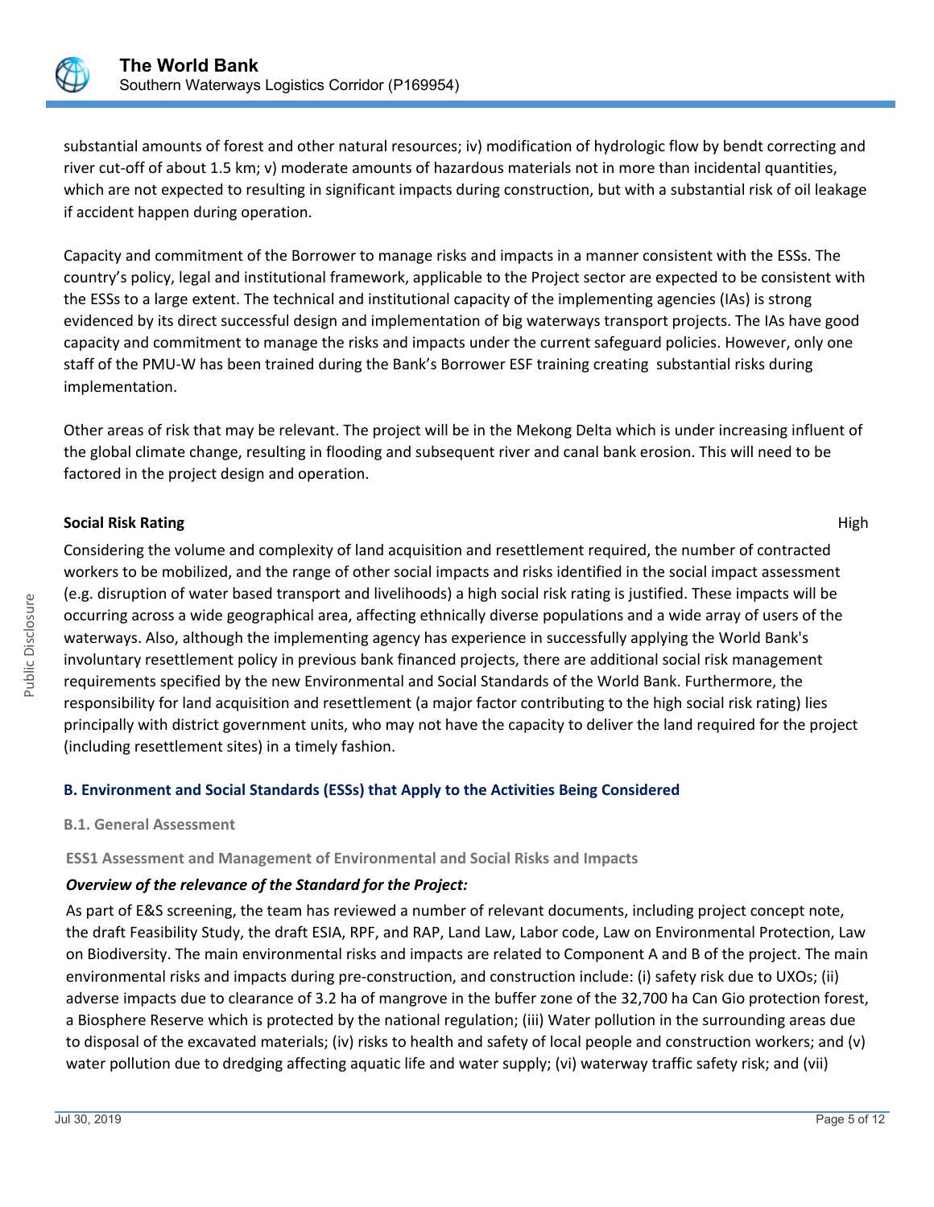substantial amounts of forest and other natural resources; iv) modification of hydrologic flow by bendt correcting and river cut-off of about 1.5 km; v) moderate amounts of hazardous materials not in more than incidental quantities, which are not expected to resulting in significant impacts during construction, but with a substantial risk of oil leakage if accident happen during operation.

Capacity and commitment of the Borrower to manage risks and impacts in a manner consistent with the ESSs. The country's policy, legal and institutional framework, applicable to the Project sector are expected to be consistent with the ESSs to a large extent. The technical and institutional capacity of the implementing agencies (IAs) is strong evidenced by its direct successful design and implementation of big waterways transport projects. The IAs have good capacity and commitment to manage the risks and impacts under the current safeguard policies. However, only one staff of the PMU-W has been trained during the Bank's Borrower ESF training creating substantial risks during implementation.

Other areas of risk that may be relevant. The project will be in the Mekong Delta which is under increasing influent of the global climate change, resulting in flooding and subsequent river and canal bank erosion. This will need to be factored in the project design and operation.

**Social Risk Rating** High

Considering the volume and complexity of land acquisition and resettlement required, the number of contracted workers to be mobilized, and the range of other social impacts and risks identified in the social impact assessment (e.g. disruption of water based transport and livelihoods) a high social risk rating is justified. These impacts will be occurring across a wide geographical area, affecting ethnically diverse populations and a wide array of users of the waterways. Also, although the implementing agency has experience in successfully applying the World Bank's involuntary resettlement policy in previous bank financed projects, there are additional social risk management requirements specified by the new Environmental and Social Standards of the World Bank. Furthermore, the responsibility for land acquisition and resettlement (a major factor contributing to the high social risk rating) lies principally with district government units, who may not have the capacity to deliver the land required for the project (including resettlement sites) in a timely fashion.

## B. Environment and Social Standards (ESSs) that Apply to the Activities Being Considered

### B.1. General Assessment

#### ESS1 Assessment and Management of Environmental and Social Risks and Impacts

***Overview of the relevance of the Standard for the Project:***

As part of E&S screening, the team has reviewed a number of relevant documents, including project concept note, the draft Feasibility Study, the draft ESIA, RPF, and RAP, Land Law, Labor code, Law on Environmental Protection, Law on Biodiversity. The main environmental risks and impacts are related to Component A and B of the project. The main environmental risks and impacts during pre-construction, and construction include: (i) safety risk due to UXOs; (ii) adverse impacts due to clearance of 3.2 ha of mangrove in the buffer zone of the 32,700 ha Can Gio protection forest, a Biosphere Reserve which is protected by the national regulation; (iii) Water pollution in the surrounding areas due to disposal of the excavated materials; (iv) risks to health and safety of local people and construction workers; and (v) water pollution due to dredging affecting aquatic life and water supply; (vi) waterway traffic safety risk; and (vii)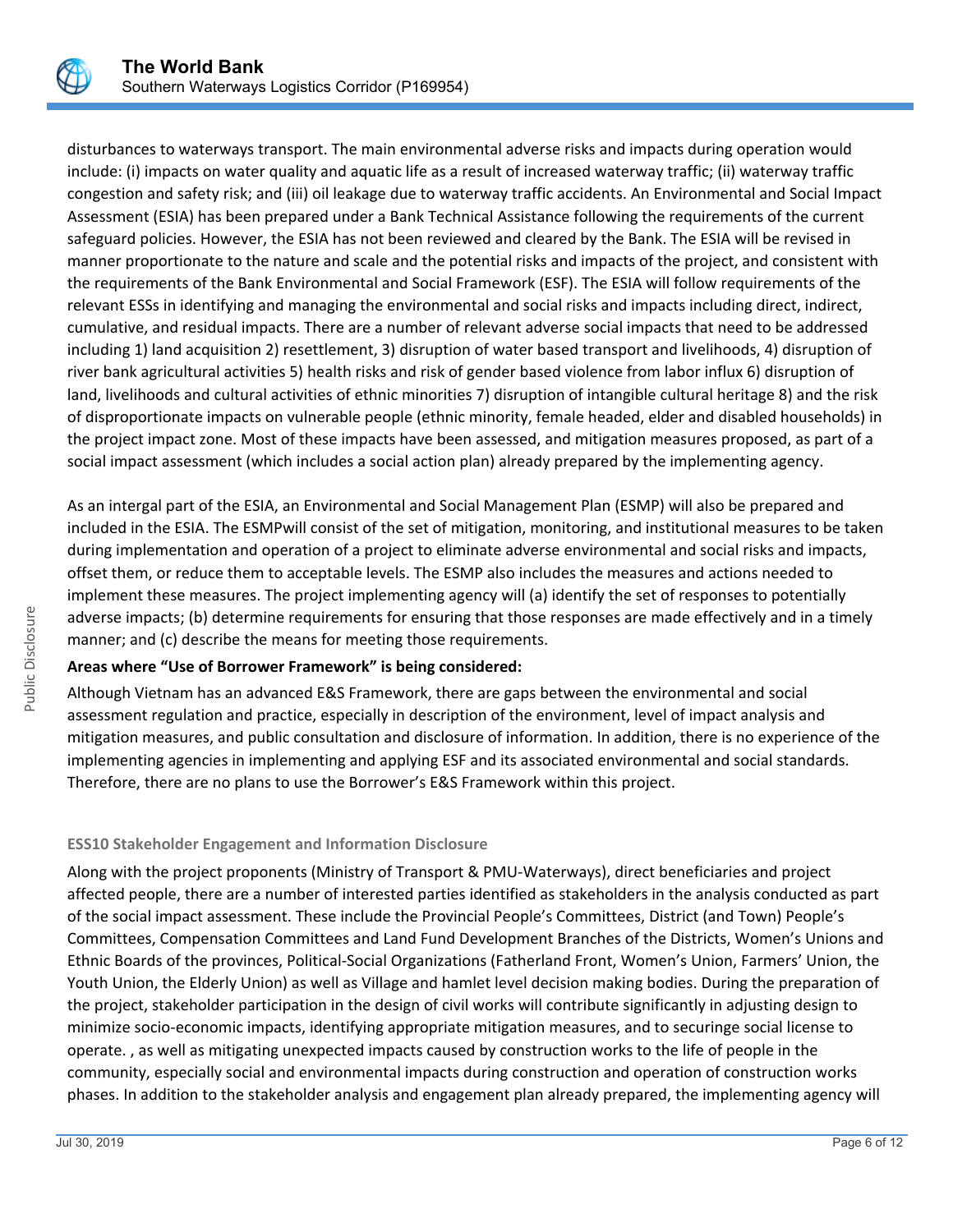disturbances to waterways transport. The main environmental adverse risks and impacts during operation would include: (i) impacts on water quality and aquatic life as a result of increased waterway traffic; (ii) waterway traffic congestion and safety risk; and (iii) oil leakage due to waterway traffic accidents. An Environmental and Social Impact Assessment (ESIA) has been prepared under a Bank Technical Assistance following the requirements of the current safeguard policies. However, the ESIA has not been reviewed and cleared by the Bank. The ESIA will be revised in manner proportionate to the nature and scale and the potential risks and impacts of the project, and consistent with the requirements of the Bank Environmental and Social Framework (ESF). The ESIA will follow requirements of the relevant ESSs in identifying and managing the environmental and social risks and impacts including direct, indirect, cumulative, and residual impacts. There are a number of relevant adverse social impacts that need to be addressed including 1) land acquisition 2) resettlement, 3) disruption of water based transport and livelihoods, 4) disruption of river bank agricultural activities 5) health risks and risk of gender based violence from labor influx 6) disruption of land, livelihoods and cultural activities of ethnic minorities 7) disruption of intangible cultural heritage 8) and the risk of disproportionate impacts on vulnerable people (ethnic minority, female headed, elder and disabled households) in the project impact zone. Most of these impacts have been assessed, and mitigation measures proposed, as part of a social impact assessment (which includes a social action plan) already prepared by the implementing agency.

As an intergal part of the ESIA, an Environmental and Social Management Plan (ESMP) will also be prepared and included in the ESIA. The ESMPwill consist of the set of mitigation, monitoring, and institutional measures to be taken during implementation and operation of a project to eliminate adverse environmental and social risks and impacts, offset them, or reduce them to acceptable levels. The ESMP also includes the measures and actions needed to implement these measures. The project implementing agency will (a) identify the set of responses to potentially adverse impacts; (b) determine requirements for ensuring that those responses are made effectively and in a timely manner; and (c) describe the means for meeting those requirements.

**Areas where "Use of Borrower Framework" is being considered:**

Although Vietnam has an advanced E&S Framework, there are gaps between the environmental and social assessment regulation and practice, especially in description of the environment, level of impact analysis and mitigation measures, and public consultation and disclosure of information. In addition, there is no experience of the implementing agencies in implementing and applying ESF and its associated environmental and social standards. Therefore, there are no plans to use the Borrower's E&S Framework within this project.

### ESS10 Stakeholder Engagement and Information Disclosure

Along with the project proponents (Ministry of Transport & PMU-Waterways), direct beneficiaries and project affected people, there are a number of interested parties identified as stakeholders in the analysis conducted as part of the social impact assessment. These include the Provincial People's Committees, District (and Town) People's Committees, Compensation Committees and Land Fund Development Branches of the Districts, Women's Unions and Ethnic Boards of the provinces, Political-Social Organizations (Fatherland Front, Women's Union, Farmers' Union, the Youth Union, the Elderly Union) as well as Village and hamlet level decision making bodies. During the preparation of the project, stakeholder participation in the design of civil works will contribute significantly in adjusting design to minimize socio-economic impacts, identifying appropriate mitigation measures, and to securinge social license to operate. , as well as mitigating unexpected impacts caused by construction works to the life of people in the community, especially social and environmental impacts during construction and operation of construction works phases. In addition to the stakeholder analysis and engagement plan already prepared, the implementing agency will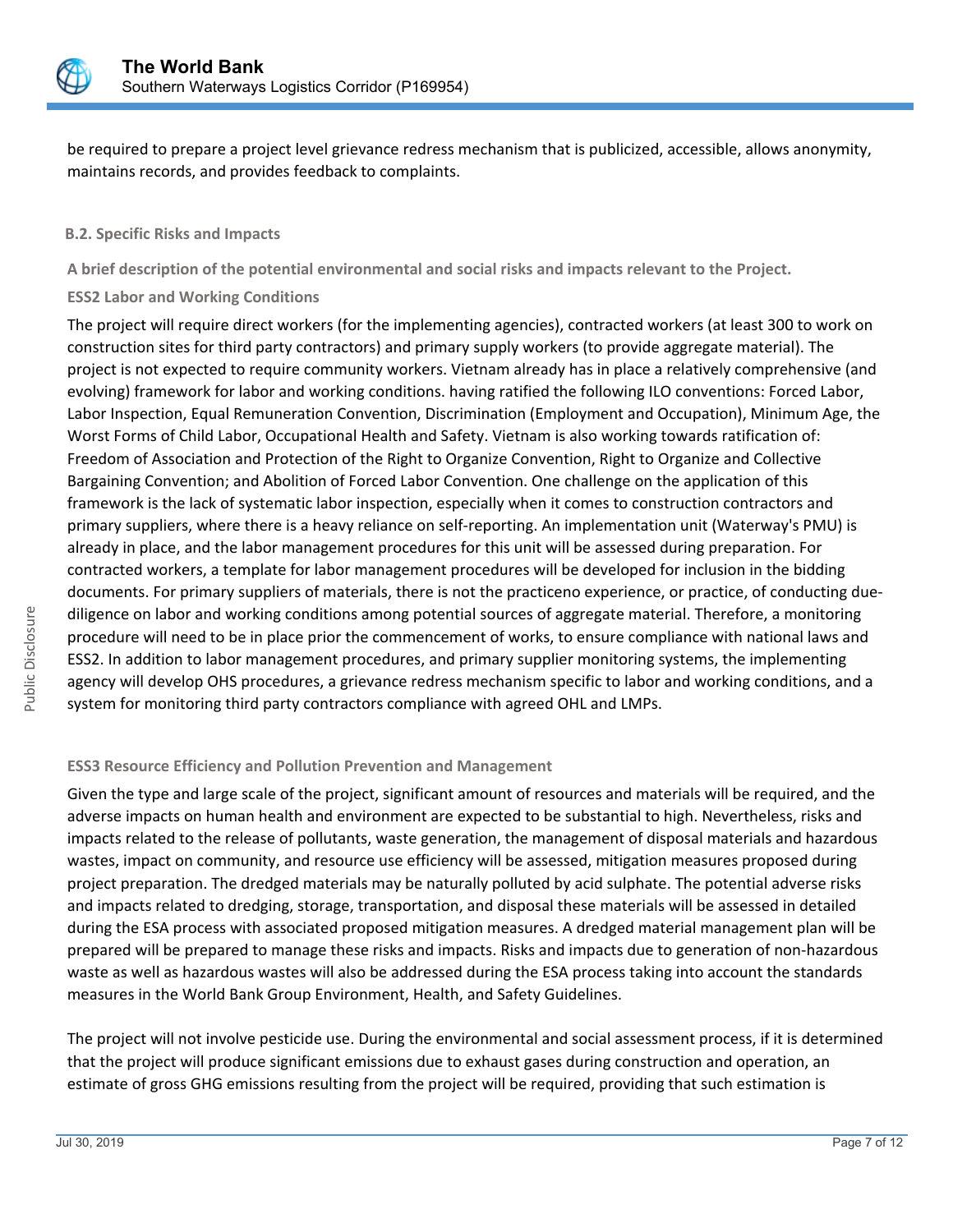be required to prepare a project level grievance redress mechanism that is publicized, accessible, allows anonymity, maintains records, and provides feedback to complaints.

### B.2. Specific Risks and Impacts

**A brief description of the potential environmental and social risks and impacts relevant to the Project.**

**ESS2 Labor and Working Conditions**

The project will require direct workers (for the implementing agencies), contracted workers (at least 300 to work on construction sites for third party contractors) and primary supply workers (to provide aggregate material). The project is not expected to require community workers. Vietnam already has in place a relatively comprehensive (and evolving) framework for labor and working conditions. having ratified the following ILO conventions: Forced Labor, Labor Inspection, Equal Remuneration Convention, Discrimination (Employment and Occupation), Minimum Age, the Worst Forms of Child Labor, Occupational Health and Safety. Vietnam is also working towards ratification of: Freedom of Association and Protection of the Right to Organize Convention, Right to Organize and Collective Bargaining Convention; and Abolition of Forced Labor Convention. One challenge on the application of this framework is the lack of systematic labor inspection, especially when it comes to construction contractors and primary suppliers, where there is a heavy reliance on self-reporting. An implementation unit (Waterway's PMU) is already in place, and the labor management procedures for this unit will be assessed during preparation. For contracted workers, a template for labor management procedures will be developed for inclusion in the bidding documents. For primary suppliers of materials, there is not the practiceno experience, or practice, of conducting due-diligence on labor and working conditions among potential sources of aggregate material. Therefore, a monitoring procedure will need to be in place prior the commencement of works, to ensure compliance with national laws and ESS2. In addition to labor management procedures, and primary supplier monitoring systems, the implementing agency will develop OHS procedures, a grievance redress mechanism specific to labor and working conditions, and a system for monitoring third party contractors compliance with agreed OHL and LMPs.

**ESS3 Resource Efficiency and Pollution Prevention and Management**

Given the type and large scale of the project, significant amount of resources and materials will be required, and the adverse impacts on human health and environment are expected to be substantial to high. Nevertheless, risks and impacts related to the release of pollutants, waste generation, the management of disposal materials and hazardous wastes, impact on community, and resource use efficiency will be assessed, mitigation measures proposed during project preparation. The dredged materials may be naturally polluted by acid sulphate. The potential adverse risks and impacts related to dredging, storage, transportation, and disposal these materials will be assessed in detailed during the ESA process with associated proposed mitigation measures. A dredged material management plan will be prepared will be prepared to manage these risks and impacts. Risks and impacts due to generation of non-hazardous waste as well as hazardous wastes will also be addressed during the ESA process taking into account the standards measures in the World Bank Group Environment, Health, and Safety Guidelines.

The project will not involve pesticide use. During the environmental and social assessment process, if it is determined that the project will produce significant emissions due to exhaust gases during construction and operation, an estimate of gross GHG emissions resulting from the project will be required, providing that such estimation is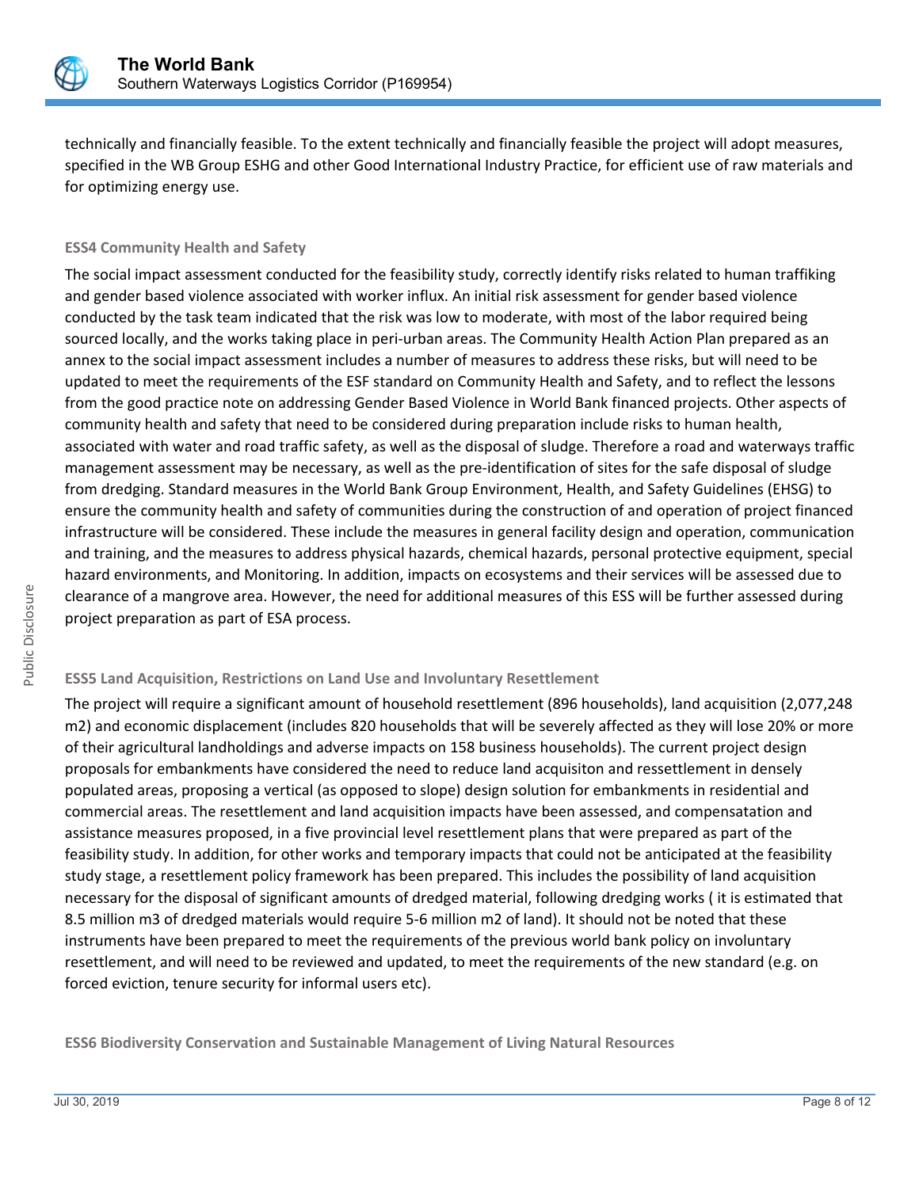technically and financially feasible. To the extent technically and financially feasible the project will adopt measures, specified in the WB Group ESHG and other Good International Industry Practice, for efficient use of raw materials and for optimizing energy use.

**ESS4 Community Health and Safety**

The social impact assessment conducted for the feasibility study, correctly identify risks related to human traffiking and gender based violence associated with worker influx. An initial risk assessment for gender based violence conducted by the task team indicated that the risk was low to moderate, with most of the labor required being sourced locally, and the works taking place in peri-urban areas. The Community Health Action Plan prepared as an annex to the social impact assessment includes a number of measures to address these risks, but will need to be updated to meet the requirements of the ESF standard on Community Health and Safety, and to reflect the lessons from the good practice note on addressing Gender Based Violence in World Bank financed projects. Other aspects of community health and safety that need to be considered during preparation include risks to human health, associated with water and road traffic safety, as well as the disposal of sludge. Therefore a road and waterways traffic management assessment may be necessary, as well as the pre-identification of sites for the safe disposal of sludge from dredging. Standard measures in the World Bank Group Environment, Health, and Safety Guidelines (EHSG) to ensure the community health and safety of communities during the construction of and operation of project financed infrastructure will be considered. These include the measures in general facility design and operation, communication and training, and the measures to address physical hazards, chemical hazards, personal protective equipment, special hazard environments, and Monitoring. In addition, impacts on ecosystems and their services will be assessed due to clearance of a mangrove area. However, the need for additional measures of this ESS will be further assessed during project preparation as part of ESA process.

**ESS5 Land Acquisition, Restrictions on Land Use and Involuntary Resettlement**

The project will require a significant amount of household resettlement (896 households), land acquisition (2,077,248 m2) and economic displacement (includes 820 households that will be severely affected as they will lose 20% or more of their agricultural landholdings and adverse impacts on 158 business households). The current project design proposals for embankments have considered the need to reduce land acquisiton and ressettlement in densely populated areas, proposing a vertical (as opposed to slope) design solution for embankments in residential and commercial areas. The resettlement and land acquisition impacts have been assessed, and compensatation and assistance measures proposed, in a five provincial level resettlement plans that were prepared as part of the feasibility study. In addition, for other works and temporary impacts that could not be anticipated at the feasibility study stage, a resettlement policy framework has been prepared. This includes the possibility of land acquisition necessary for the disposal of significant amounts of dredged material, following dredging works ( it is estimated that 8.5 million m3 of dredged materials would require 5-6 million m2 of land). It should not be noted that these instruments have been prepared to meet the requirements of the previous world bank policy on involuntary resettlement, and will need to be reviewed and updated, to meet the requirements of the new standard (e.g. on forced eviction, tenure security for informal users etc).

**ESS6 Biodiversity Conservation and Sustainable Management of Living Natural Resources**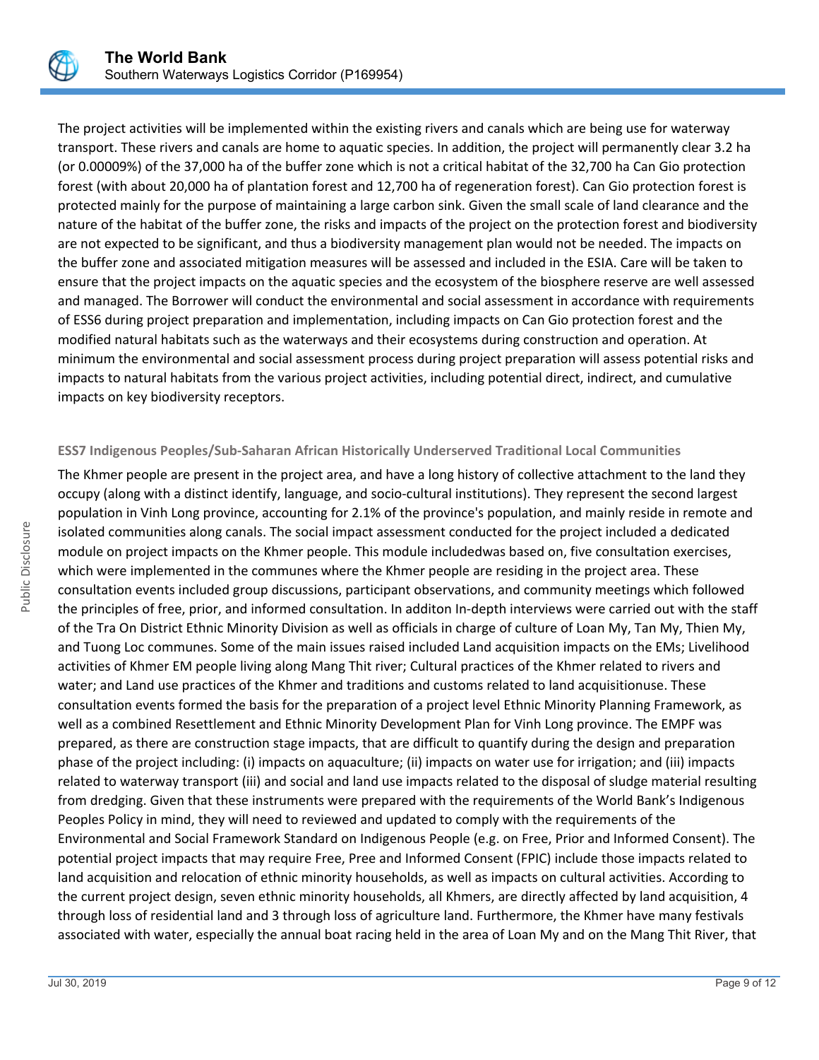The project activities will be implemented within the existing rivers and canals which are being use for waterway transport. These rivers and canals are home to aquatic species. In addition, the project will permanently clear 3.2 ha (or 0.00009%) of the 37,000 ha of the buffer zone which is not a critical habitat of the 32,700 ha Can Gio protection forest (with about 20,000 ha of plantation forest and 12,700 ha of regeneration forest). Can Gio protection forest is protected mainly for the purpose of maintaining a large carbon sink. Given the small scale of land clearance and the nature of the habitat of the buffer zone, the risks and impacts of the project on the protection forest and biodiversity are not expected to be significant, and thus a biodiversity management plan would not be needed. The impacts on the buffer zone and associated mitigation measures will be assessed and included in the ESIA. Care will be taken to ensure that the project impacts on the aquatic species and the ecosystem of the biosphere reserve are well assessed and managed. The Borrower will conduct the environmental and social assessment in accordance with requirements of ESS6 during project preparation and implementation, including impacts on Can Gio protection forest and the modified natural habitats such as the waterways and their ecosystems during construction and operation. At minimum the environmental and social assessment process during project preparation will assess potential risks and impacts to natural habitats from the various project activities, including potential direct, indirect, and cumulative impacts on key biodiversity receptors.

### ESS7 Indigenous Peoples/Sub-Saharan African Historically Underserved Traditional Local Communities

The Khmer people are present in the project area, and have a long history of collective attachment to the land they occupy (along with a distinct identify, language, and socio-cultural institutions). They represent the second largest population in Vinh Long province, accounting for 2.1% of the province's population, and mainly reside in remote and isolated communities along canals. The social impact assessment conducted for the project included a dedicated module on project impacts on the Khmer people. This module includedwas based on, five consultation exercises, which were implemented in the communes where the Khmer people are residing in the project area. These consultation events included group discussions, participant observations, and community meetings which followed the principles of free, prior, and informed consultation. In additon In-depth interviews were carried out with the staff of the Tra On District Ethnic Minority Division as well as officials in charge of culture of Loan My, Tan My, Thien My, and Tuong Loc communes. Some of the main issues raised included Land acquisition impacts on the EMs; Livelihood activities of Khmer EM people living along Mang Thit river; Cultural practices of the Khmer related to rivers and water; and Land use practices of the Khmer and traditions and customs related to land acquisitionuse. These consultation events formed the basis for the preparation of a project level Ethnic Minority Planning Framework, as well as a combined Resettlement and Ethnic Minority Development Plan for Vinh Long province. The EMPF was prepared, as there are construction stage impacts, that are difficult to quantify during the design and preparation phase of the project including: (i) impacts on aquaculture; (ii) impacts on water use for irrigation; and (iii) impacts related to waterway transport (iii) and social and land use impacts related to the disposal of sludge material resulting from dredging. Given that these instruments were prepared with the requirements of the World Bank's Indigenous Peoples Policy in mind, they will need to reviewed and updated to comply with the requirements of the Environmental and Social Framework Standard on Indigenous People (e.g. on Free, Prior and Informed Consent). The potential project impacts that may require Free, Pree and Informed Consent (FPIC) include those impacts related to land acquisition and relocation of ethnic minority households, as well as impacts on cultural activities. According to the current project design, seven ethnic minority households, all Khmers, are directly affected by land acquisition, 4 through loss of residential land and 3 through loss of agriculture land. Furthermore, the Khmer have many festivals associated with water, especially the annual boat racing held in the area of Loan My and on the Mang Thit River, that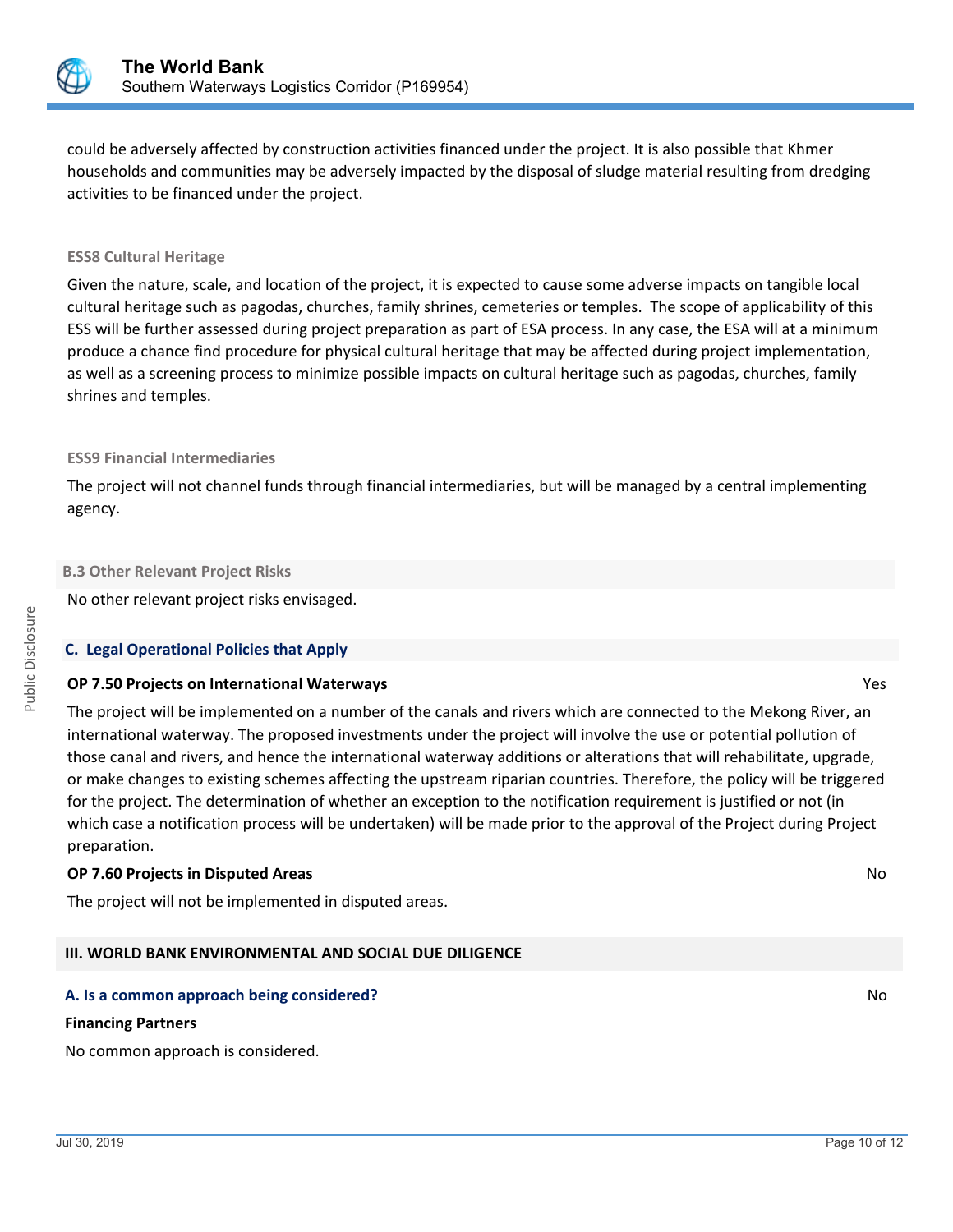could be adversely affected by construction activities financed under the project. It is also possible that Khmer households and communities may be adversely impacted by the disposal of sludge material resulting from dredging activities to be financed under the project.

#### ESS8 Cultural Heritage

Given the nature, scale, and location of the project, it is expected to cause some adverse impacts on tangible local cultural heritage such as pagodas, churches, family shrines, cemeteries or temples. The scope of applicability of this ESS will be further assessed during project preparation as part of ESA process. In any case, the ESA will at a minimum produce a chance find procedure for physical cultural heritage that may be affected during project implementation, as well as a screening process to minimize possible impacts on cultural heritage such as pagodas, churches, family shrines and temples.

#### ESS9 Financial Intermediaries

The project will not channel funds through financial intermediaries, but will be managed by a central implementing agency.

### B.3 Other Relevant Project Risks

No other relevant project risks envisaged.

### C. Legal Operational Policies that Apply

**OP 7.50 Projects on International Waterways** — Yes

The project will be implemented on a number of the canals and rivers which are connected to the Mekong River, an international waterway. The proposed investments under the project will involve the use or potential pollution of those canal and rivers, and hence the international waterway additions or alterations that will rehabilitate, upgrade, or make changes to existing schemes affecting the upstream riparian countries. Therefore, the policy will be triggered for the project. The determination of whether an exception to the notification requirement is justified or not (in which case a notification process will be undertaken) will be made prior to the approval of the Project during Project preparation.

**OP 7.60 Projects in Disputed Areas** — No

The project will not be implemented in disputed areas.

## III. WORLD BANK ENVIRONMENTAL AND SOCIAL DUE DILIGENCE

### A. Is a common approach being considered? — No

**Financing Partners**

No common approach is considered.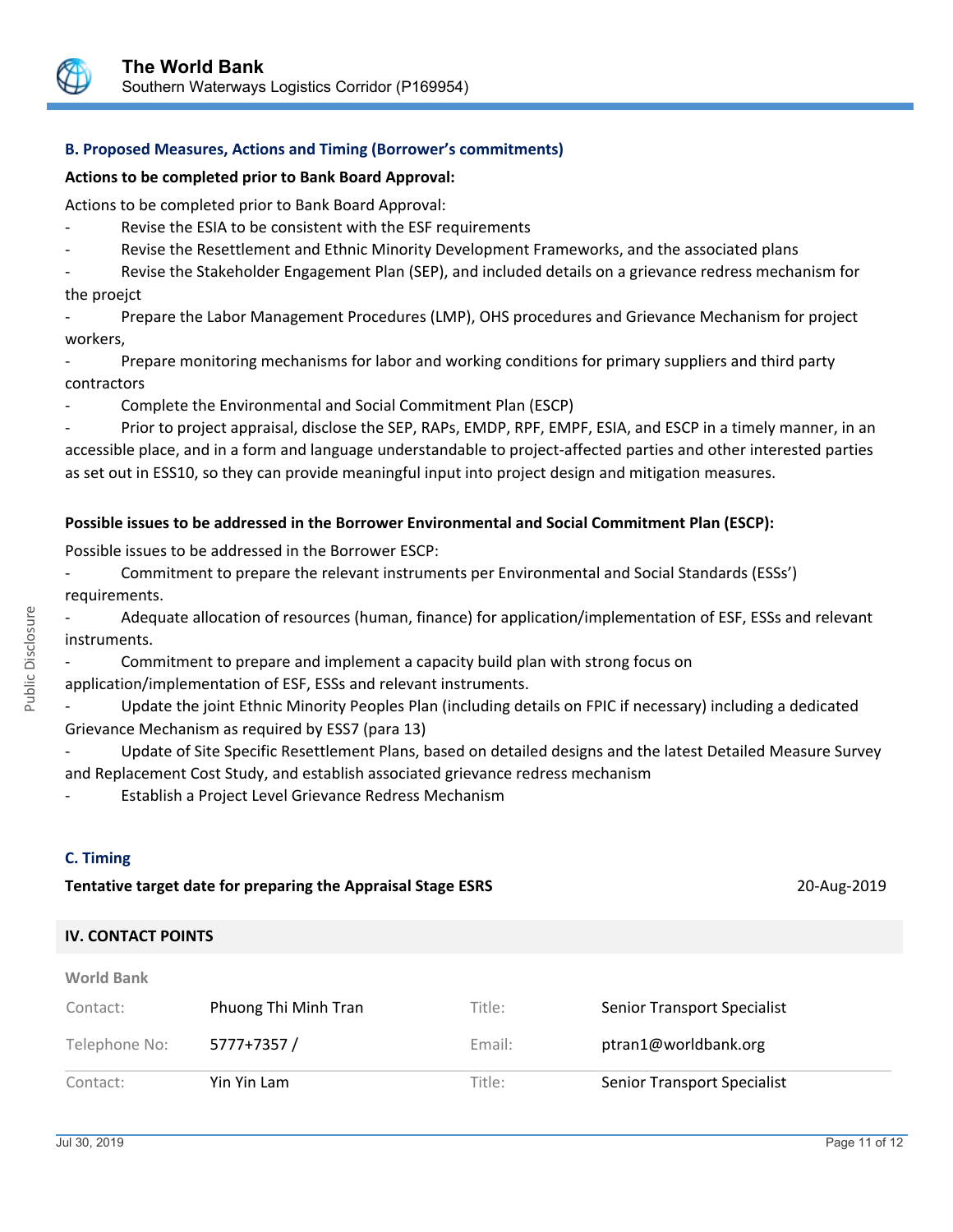### B. Proposed Measures, Actions and Timing (Borrower's commitments)

**Actions to be completed prior to Bank Board Approval:**

Actions to be completed prior to Bank Board Approval:

- Revise the ESIA to be consistent with the ESF requirements
- Revise the Resettlement and Ethnic Minority Development Frameworks, and the associated plans
- Revise the Stakeholder Engagement Plan (SEP), and included details on a grievance redress mechanism for the proejct
- Prepare the Labor Management Procedures (LMP), OHS procedures and Grievance Mechanism for project workers,
- Prepare monitoring mechanisms for labor and working conditions for primary suppliers and third party contractors
- Complete the Environmental and Social Commitment Plan (ESCP)
- Prior to project appraisal, disclose the SEP, RAPs, EMDP, RPF, EMPF, ESIA, and ESCP in a timely manner, in an accessible place, and in a form and language understandable to project-affected parties and other interested parties as set out in ESS10, so they can provide meaningful input into project design and mitigation measures.

**Possible issues to be addressed in the Borrower Environmental and Social Commitment Plan (ESCP):**

Possible issues to be addressed in the Borrower ESCP:

- Commitment to prepare the relevant instruments per Environmental and Social Standards (ESSs') requirements.
- Adequate allocation of resources (human, finance) for application/implementation of ESF, ESSs and relevant instruments.
- Commitment to prepare and implement a capacity build plan with strong focus on application/implementation of ESF, ESSs and relevant instruments.
- Update the joint Ethnic Minority Peoples Plan (including details on FPIC if necessary) including a dedicated Grievance Mechanism as required by ESS7 (para 13)
- Update of Site Specific Resettlement Plans, based on detailed designs and the latest Detailed Measure Survey and Replacement Cost Study, and establish associated grievance redress mechanism
- Establish a Project Level Grievance Redress Mechanism

### C. Timing

**Tentative target date for preparing the Appraisal Stage ESRS** 20-Aug-2019

## IV. CONTACT POINTS

**World Bank**

| | | | |
|---|---|---|---|
| Contact: | Phuong Thi Minh Tran | Title: | Senior Transport Specialist |
| Telephone No: | 5777+7357 / | Email: | ptran1@worldbank.org |
| Contact: | Yin Yin Lam | Title: | Senior Transport Specialist |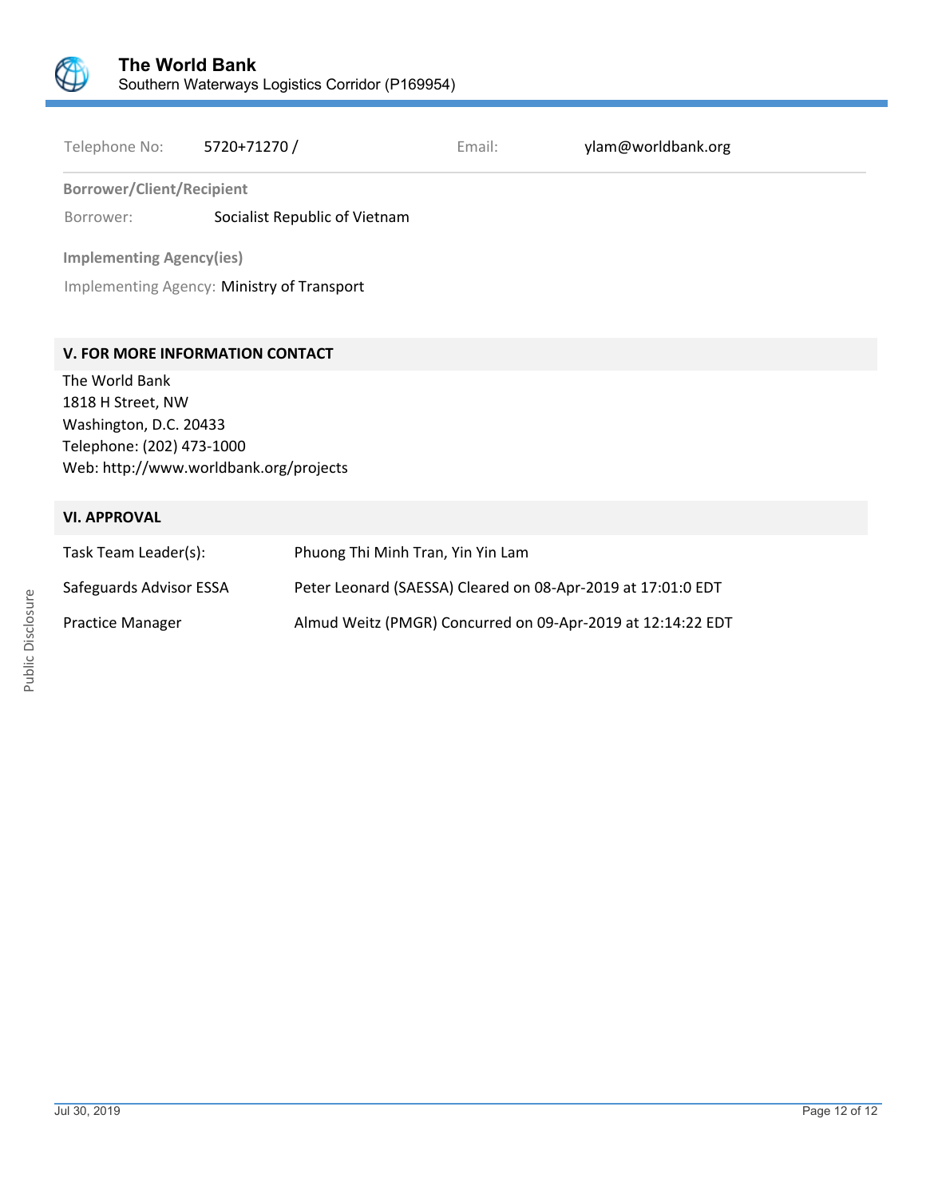| | | | |
|---|---|---|---|
| Telephone No: | 5720+71270 / | Email: | ylam@worldbank.org |

**Borrower/Client/Recipient**

Borrower: Socialist Republic of Vietnam

**Implementing Agency(ies)**

Implementing Agency: Ministry of Transport

## V. FOR MORE INFORMATION CONTACT

The World Bank
1818 H Street, NW
Washington, D.C. 20433
Telephone: (202) 473-1000
Web: http://www.worldbank.org/projects

## VI. APPROVAL

| | |
|---|---|
| Task Team Leader(s): | Phuong Thi Minh Tran, Yin Yin Lam |
| Safeguards Advisor ESSA | Peter Leonard (SAESSA) Cleared on 08-Apr-2019 at 17:01:0 EDT |
| Practice Manager | Almud Weitz (PMGR) Concurred on 09-Apr-2019 at 12:14:22 EDT |